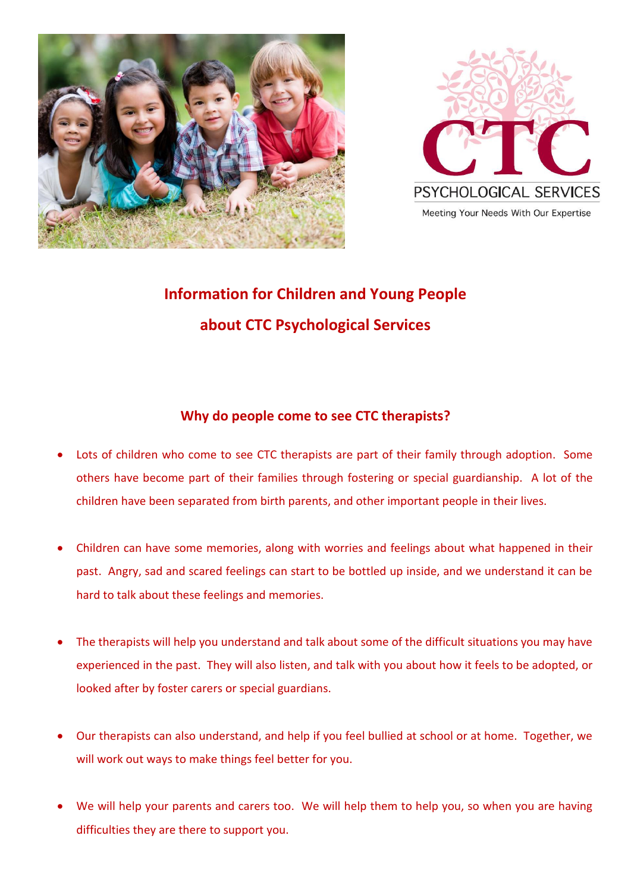CTC

PSYCHOLOGICAL SERVICES

Meeting Your Needs With Our Expertise

# Information for Children and Young People about CTC Psychological Services

## Why do people come to see CTC therapists?

- Lots of children who come to see CTC therapists are part of their family through adoption. Some others have become part of their families through fostering or special guardianship. A lot of the children have been separated from birth parents, and other important people in their lives.

- Children can have some memories, along with worries and feelings about what happened in their past. Angry, sad and scared feelings can start to be bottled up inside, and we understand it can be hard to talk about these feelings and memories.

- The therapists will help you understand and talk about some of the difficult situations you may have experienced in the past. They will also listen, and talk with you about how it feels to be adopted, or looked after by foster carers or special guardians.

- Our therapists can also understand, and help if you feel bullied at school or at home. Together, we will work out ways to make things feel better for you.

- We will help your parents and carers too. We will help them to help you, so when you are having difficulties they are there to support you.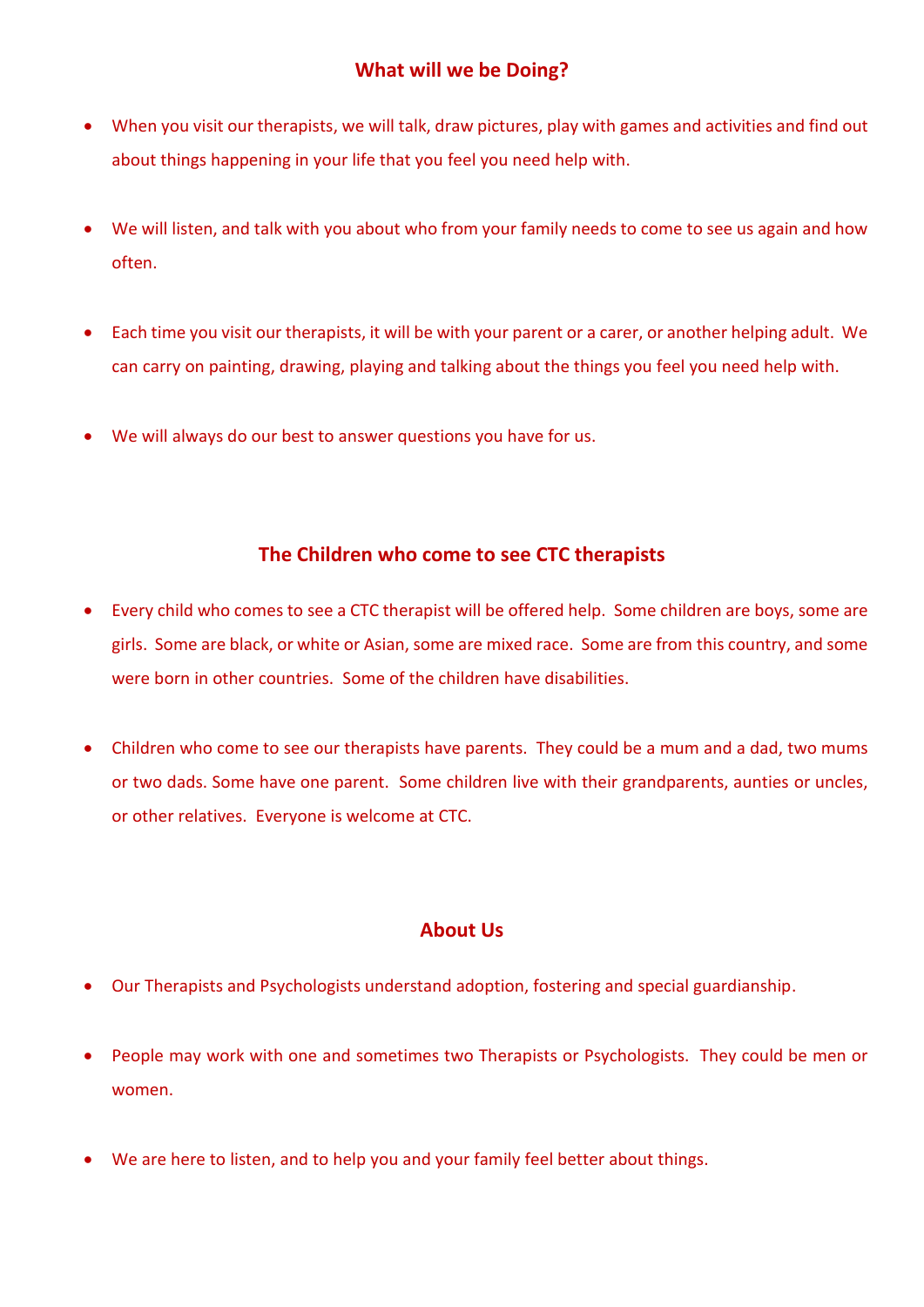## What will we be Doing?

- When you visit our therapists, we will talk, draw pictures, play with games and activities and find out about things happening in your life that you feel you need help with.
- We will listen, and talk with you about who from your family needs to come to see us again and how often.
- Each time you visit our therapists, it will be with your parent or a carer, or another helping adult. We can carry on painting, drawing, playing and talking about the things you feel you need help with.
- We will always do our best to answer questions you have for us.

## The Children who come to see CTC therapists

- Every child who comes to see a CTC therapist will be offered help. Some children are boys, some are girls. Some are black, or white or Asian, some are mixed race. Some are from this country, and some were born in other countries. Some of the children have disabilities.
- Children who come to see our therapists have parents. They could be a mum and a dad, two mums or two dads. Some have one parent. Some children live with their grandparents, aunties or uncles, or other relatives. Everyone is welcome at CTC.

## About Us

- Our Therapists and Psychologists understand adoption, fostering and special guardianship.
- People may work with one and sometimes two Therapists or Psychologists. They could be men or women.
- We are here to listen, and to help you and your family feel better about things.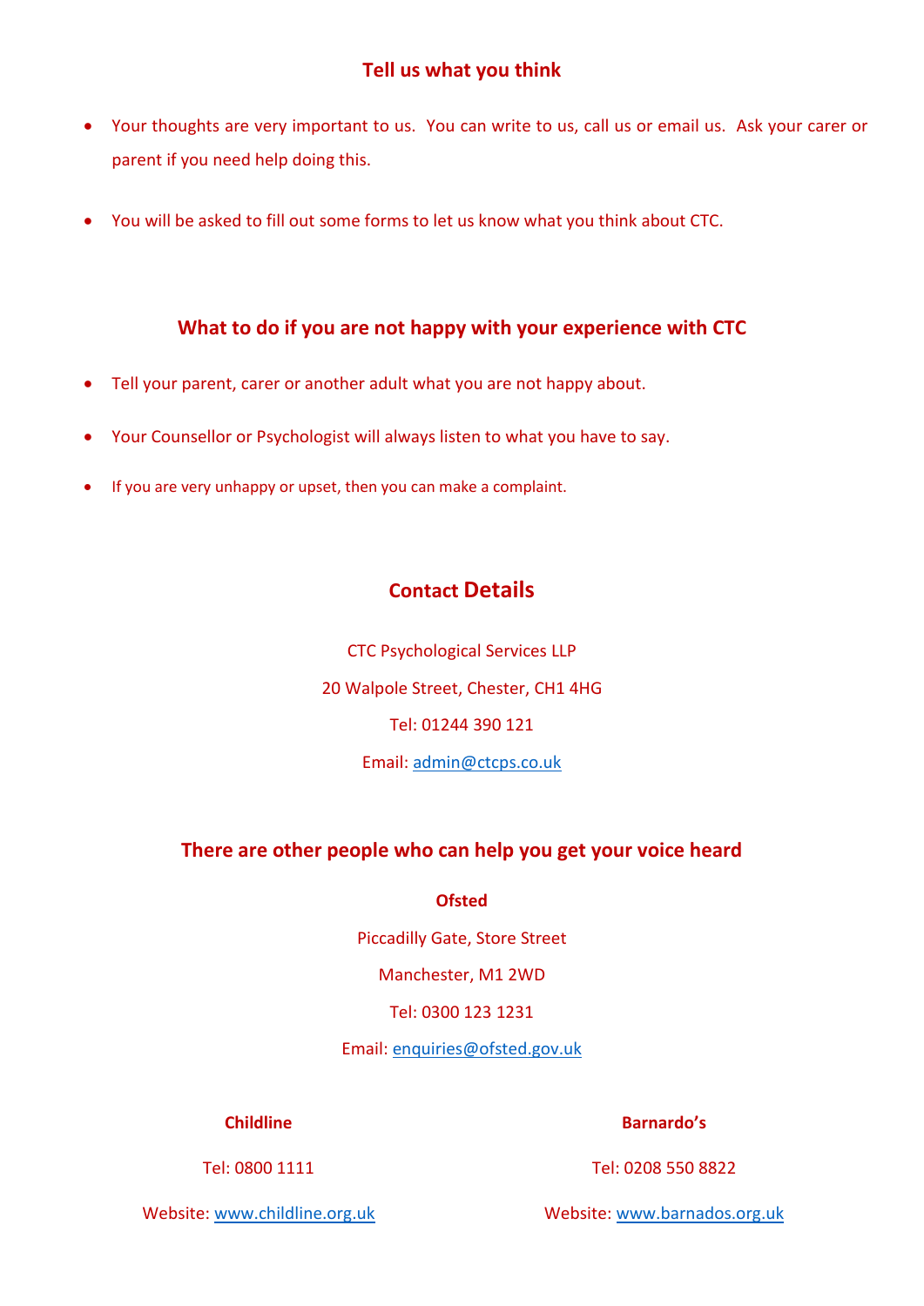## Tell us what you think

- Your thoughts are very important to us. You can write to us, call us or email us. Ask your carer or parent if you need help doing this.
- You will be asked to fill out some forms to let us know what you think about CTC.

## What to do if you are not happy with your experience with CTC

- Tell your parent, carer or another adult what you are not happy about.
- Your Counsellor or Psychologist will always listen to what you have to say.
- If you are very unhappy or upset, then you can make a complaint.

## Contact Details

CTC Psychological Services LLP

20 Walpole Street, Chester, CH1 4HG

Tel: 01244 390 121

Email: admin@ctcps.co.uk

## There are other people who can help you get your voice heard

**Ofsted**

Piccadilly Gate, Store Street

Manchester, M1 2WD

Tel: 0300 123 1231

Email: enquiries@ofsted.gov.uk

**Childline**

Tel: 0800 1111

Website: www.childline.org.uk

**Barnardo's**

Tel: 0208 550 8822

Website: www.barnados.org.uk